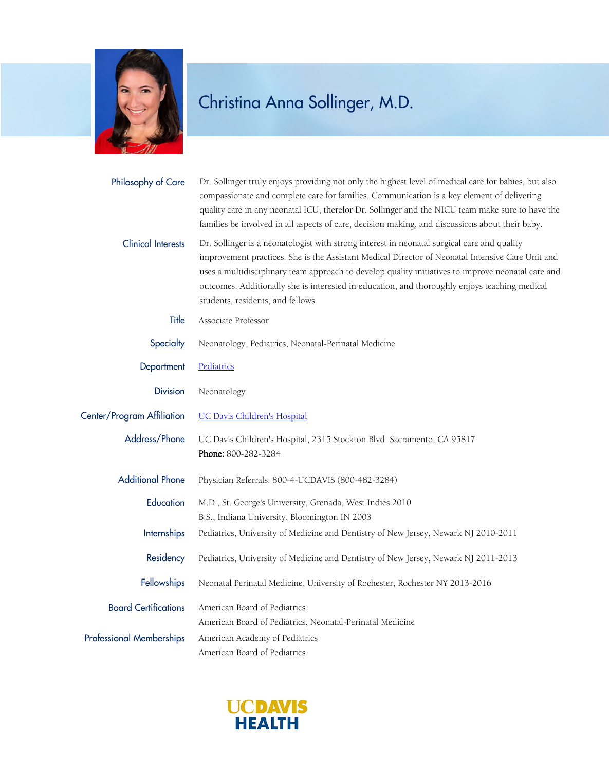# Christina Anna Sollinger, M.D.

**Philosophy of Care**

Dr. Sollinger truly enjoys providing not only the highest level of medical care for babies, but also compassionate and complete care for families. Communication is a key element of delivering quality care in any neonatal ICU, therefor Dr. Sollinger and the NICU team make sure to have the families be involved in all aspects of care, decision making, and discussions about their baby.

**Clinical Interests**

Dr. Sollinger is a neonatologist with strong interest in neonatal surgical care and quality improvement practices. She is the Assistant Medical Director of Neonatal Intensive Care Unit and uses a multidisciplinary team approach to develop quality initiatives to improve neonatal care and outcomes. Additionally she is interested in education, and thoroughly enjoys teaching medical students, residents, and fellows.

**Title**

Associate Professor

**Specialty**

Neonatology, Pediatrics, Neonatal-Perinatal Medicine

**Department**

Pediatrics

**Division**

Neonatology

**Center/Program Affiliation**

UC Davis Children's Hospital

**Address/Phone**

UC Davis Children's Hospital, 2315 Stockton Blvd. Sacramento, CA 95817
**Phone:** 800-282-3284

**Additional Phone**

Physician Referrals: 800-4-UCDAVIS (800-482-3284)

**Education**

M.D., St. George's University, Grenada, West Indies 2010
B.S., Indiana University, Bloomington IN 2003

**Internships**

Pediatrics, University of Medicine and Dentistry of New Jersey, Newark NJ 2010-2011

**Residency**

Pediatrics, University of Medicine and Dentistry of New Jersey, Newark NJ 2011-2013

**Fellowships**

Neonatal Perinatal Medicine, University of Rochester, Rochester NY 2013-2016

**Board Certifications**

American Board of Pediatrics
American Board of Pediatrics, Neonatal-Perinatal Medicine

**Professional Memberships**

American Academy of Pediatrics
American Board of Pediatrics

UCDAVIS HEALTH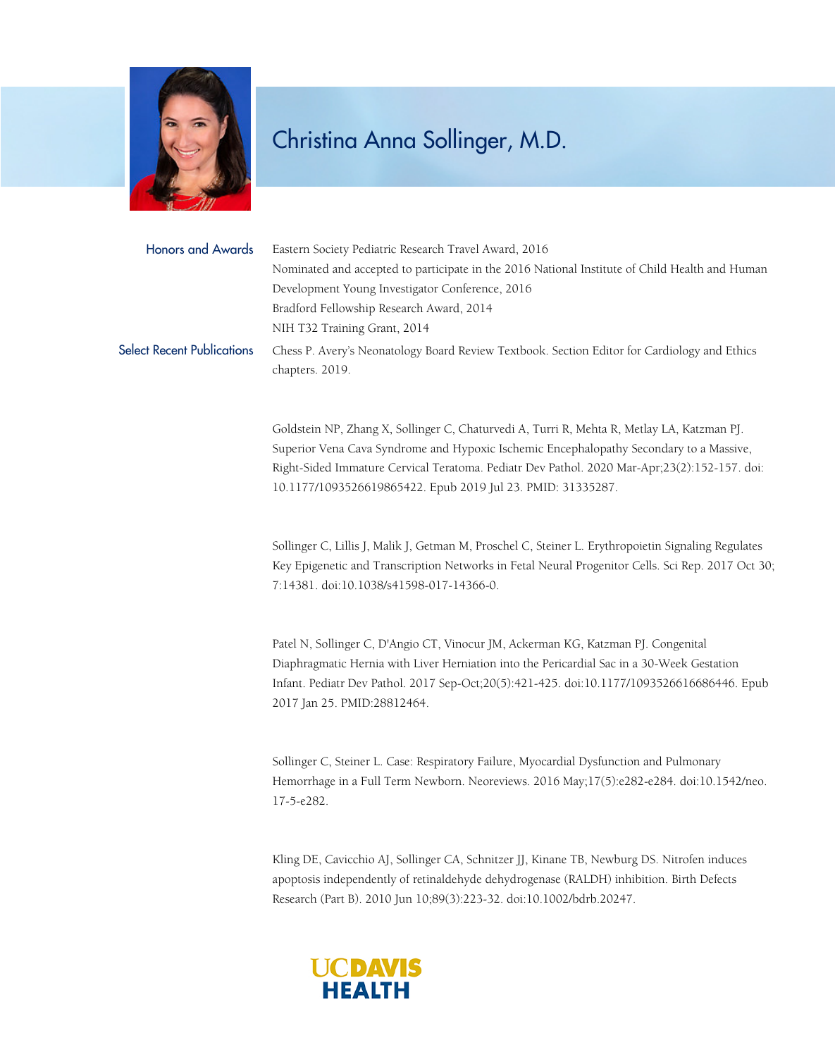# Christina Anna Sollinger, M.D.

## Honors and Awards

Eastern Society Pediatric Research Travel Award, 2016

Nominated and accepted to participate in the 2016 National Institute of Child Health and Human Development Young Investigator Conference, 2016

Bradford Fellowship Research Award, 2014

NIH T32 Training Grant, 2014

## Select Recent Publications

Chess P. Avery's Neonatology Board Review Textbook. Section Editor for Cardiology and Ethics chapters. 2019.

Goldstein NP, Zhang X, Sollinger C, Chaturvedi A, Turri R, Mehta R, Metlay LA, Katzman PJ. Superior Vena Cava Syndrome and Hypoxic Ischemic Encephalopathy Secondary to a Massive, Right-Sided Immature Cervical Teratoma. Pediatr Dev Pathol. 2020 Mar-Apr;23(2):152-157. doi: 10.1177/1093526619865422. Epub 2019 Jul 23. PMID: 31335287.

Sollinger C, Lillis J, Malik J, Getman M, Proschel C, Steiner L. Erythropoietin Signaling Regulates Key Epigenetic and Transcription Networks in Fetal Neural Progenitor Cells. Sci Rep. 2017 Oct 30; 7:14381. doi:10.1038/s41598-017-14366-0.

Patel N, Sollinger C, D'Angio CT, Vinocur JM, Ackerman KG, Katzman PJ. Congenital Diaphragmatic Hernia with Liver Herniation into the Pericardial Sac in a 30-Week Gestation Infant. Pediatr Dev Pathol. 2017 Sep-Oct;20(5):421-425. doi:10.1177/1093526616686446. Epub 2017 Jan 25. PMID:28812464.

Sollinger C, Steiner L. Case: Respiratory Failure, Myocardial Dysfunction and Pulmonary Hemorrhage in a Full Term Newborn. Neoreviews. 2016 May;17(5):e282-e284. doi:10.1542/neo.17-5-e282.

Kling DE, Cavicchio AJ, Sollinger CA, Schnitzer JJ, Kinane TB, Newburg DS. Nitrofen induces apoptosis independently of retinaldehyde dehydrogenase (RALDH) inhibition. Birth Defects Research (Part B). 2010 Jun 10;89(3):223-32. doi:10.1002/bdrb.20247.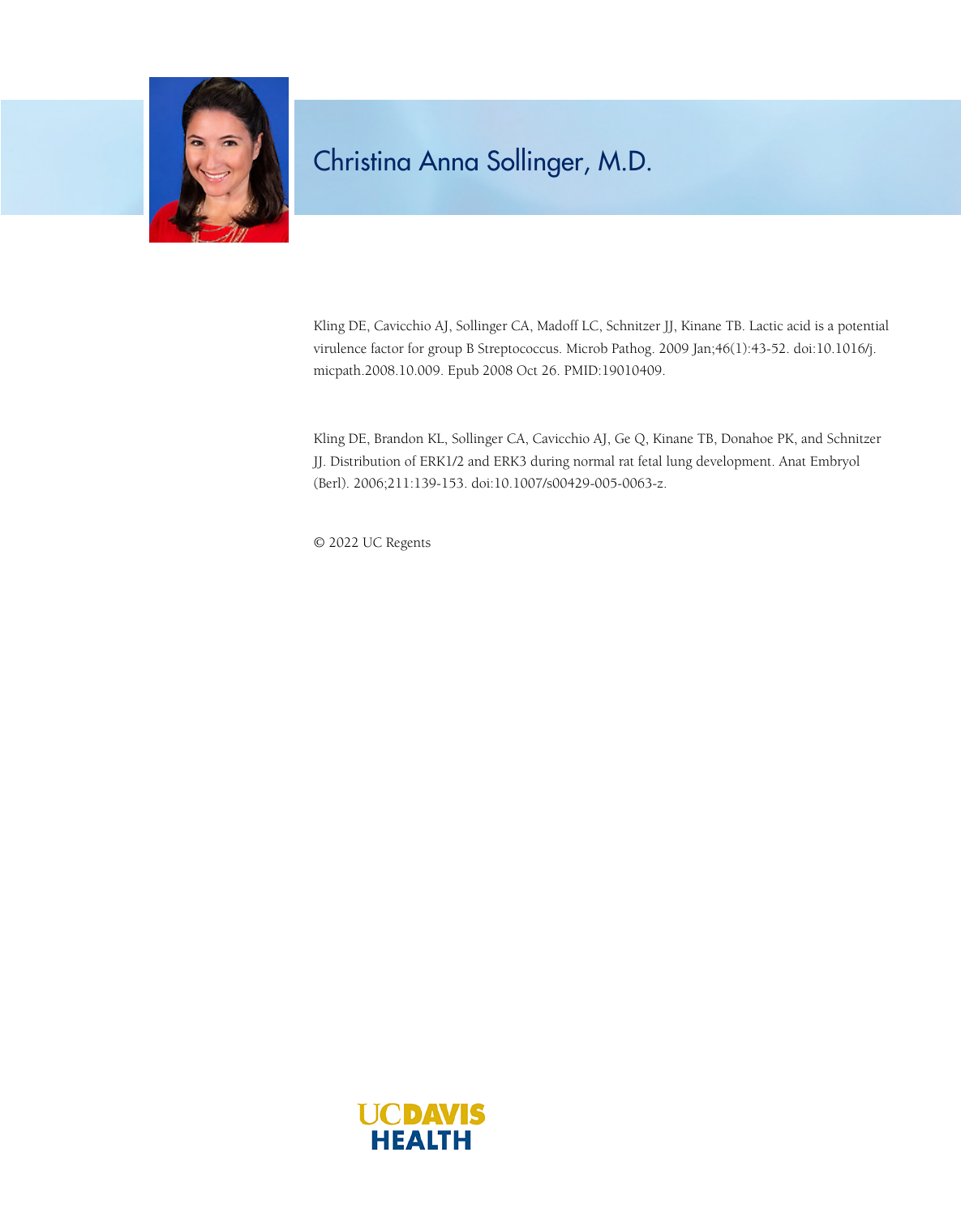# Christina Anna Sollinger, M.D.

Kling DE, Cavicchio AJ, Sollinger CA, Madoff LC, Schnitzer JJ, Kinane TB. Lactic acid is a potential virulence factor for group B Streptococcus. Microb Pathog. 2009 Jan;46(1):43-52. doi:10.1016/j.micpath.2008.10.009. Epub 2008 Oct 26. PMID:19010409.

Kling DE, Brandon KL, Sollinger CA, Cavicchio AJ, Ge Q, Kinane TB, Donahoe PK, and Schnitzer JJ. Distribution of ERK1/2 and ERK3 during normal rat fetal lung development. Anat Embryol (Berl). 2006;211:139-153. doi:10.1007/s00429-005-0063-z.

© 2022 UC Regents

UC DAVIS HEALTH